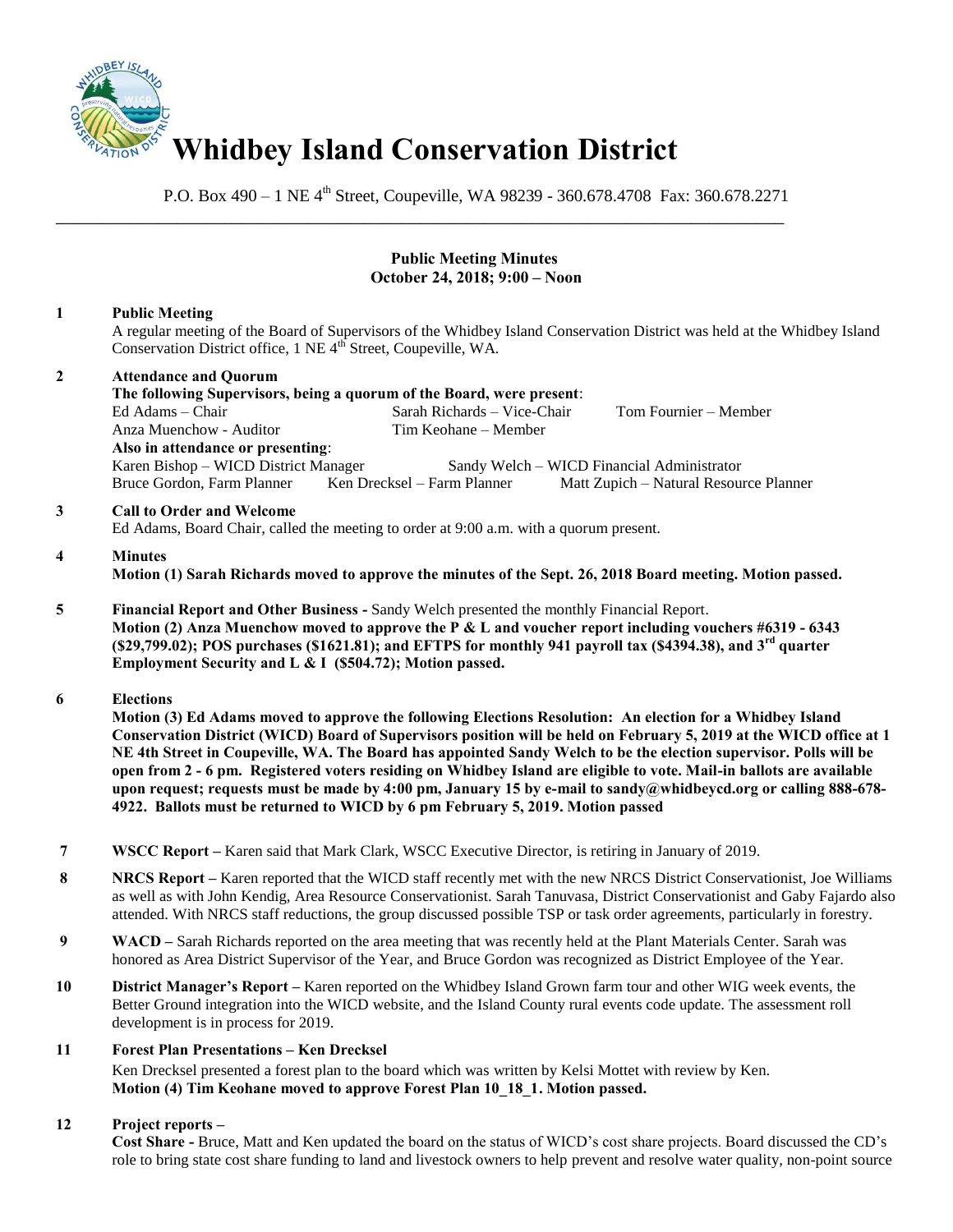# Whidbey Island Conservation District

P.O. Box 490 – 1 NE 4th Street, Coupeville, WA 98239 - 360.678.4708 Fax: 360.678.2271

---

**Public Meeting Minutes**
**October 24, 2018; 9:00 – Noon**

**1 Public Meeting**

A regular meeting of the Board of Supervisors of the Whidbey Island Conservation District was held at the Whidbey Island Conservation District office, 1 NE 4th Street, Coupeville, WA.

**2 Attendance and Quorum**

**The following Supervisors, being a quorum of the Board, were present**:

Ed Adams – Chair
Sarah Richards – Vice-Chair
Tom Fournier – Member
Anza Muenchow - Auditor
Tim Keohane – Member

**Also in attendance or presenting**:

Karen Bishop – WICD District Manager
Sandy Welch – WICD Financial Administrator
Bruce Gordon, Farm Planner
Ken Drecksel – Farm Planner
Matt Zupich – Natural Resource Planner

**3 Call to Order and Welcome**

Ed Adams, Board Chair, called the meeting to order at 9:00 a.m. with a quorum present.

**4 Minutes**

**Motion (1) Sarah Richards moved to approve the minutes of the Sept. 26, 2018 Board meeting. Motion passed.**

**5 Financial Report and Other Business -** Sandy Welch presented the monthly Financial Report.
**Motion (2) Anza Muenchow moved to approve the P & L and voucher report including vouchers #6319 - 6343 ($29,799.02); POS purchases ($1621.81); and EFTPS for monthly 941 payroll tax ($4394.38), and 3rd quarter Employment Security and L & I ($504.72); Motion passed.**

**6 Elections**

**Motion (3) Ed Adams moved to approve the following Elections Resolution: An election for a Whidbey Island Conservation District (WICD) Board of Supervisors position will be held on February 5, 2019 at the WICD office at 1 NE 4th Street in Coupeville, WA. The Board has appointed Sandy Welch to be the election supervisor. Polls will be open from 2 - 6 pm. Registered voters residing on Whidbey Island are eligible to vote. Mail-in ballots are available upon request; requests must be made by 4:00 pm, January 15 by e-mail to sandy@whidbeycd.org or calling 888-678-4922. Ballots must be returned to WICD by 6 pm February 5, 2019. Motion passed**

**7 WSCC Report –** Karen said that Mark Clark, WSCC Executive Director, is retiring in January of 2019.

**8 NRCS Report –** Karen reported that the WICD staff recently met with the new NRCS District Conservationist, Joe Williams as well as with John Kendig, Area Resource Conservationist. Sarah Tanuvasa, District Conservationist and Gaby Fajardo also attended. With NRCS staff reductions, the group discussed possible TSP or task order agreements, particularly in forestry.

**9 WACD –** Sarah Richards reported on the area meeting that was recently held at the Plant Materials Center. Sarah was honored as Area District Supervisor of the Year, and Bruce Gordon was recognized as District Employee of the Year.

**10 District Manager's Report –** Karen reported on the Whidbey Island Grown farm tour and other WIG week events, the Better Ground integration into the WICD website, and the Island County rural events code update. The assessment roll development is in process for 2019.

**11 Forest Plan Presentations – Ken Drecksel**

Ken Drecksel presented a forest plan to the board which was written by Kelsi Mottet with review by Ken.
**Motion (4) Tim Keohane moved to approve Forest Plan 10_18_1. Motion passed.**

**12 Project reports –**

**Cost Share -** Bruce, Matt and Ken updated the board on the status of WICD's cost share projects. Board discussed the CD's role to bring state cost share funding to land and livestock owners to help prevent and resolve water quality, non-point source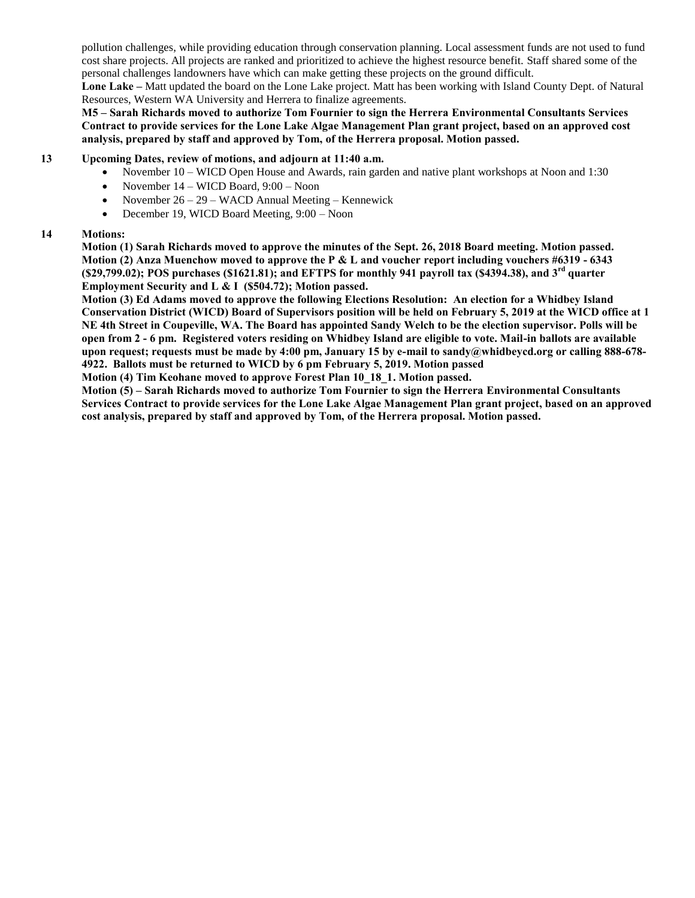pollution challenges, while providing education through conservation planning. Local assessment funds are not used to fund cost share projects. All projects are ranked and prioritized to achieve the highest resource benefit. Staff shared some of the personal challenges landowners have which can make getting these projects on the ground difficult.

**Lone Lake –** Matt updated the board on the Lone Lake project. Matt has been working with Island County Dept. of Natural Resources, Western WA University and Herrera to finalize agreements.

**M5 – Sarah Richards moved to authorize Tom Fournier to sign the Herrera Environmental Consultants Services Contract to provide services for the Lone Lake Algae Management Plan grant project, based on an approved cost analysis, prepared by staff and approved by Tom, of the Herrera proposal. Motion passed.**

**13 Upcoming Dates, review of motions, and adjourn at 11:40 a.m.**

- November 10 – WICD Open House and Awards, rain garden and native plant workshops at Noon and 1:30
- November 14 – WICD Board, 9:00 – Noon
- November 26 – 29 – WACD Annual Meeting – Kennewick
- December 19, WICD Board Meeting, 9:00 – Noon

**14 Motions:**

**Motion (1) Sarah Richards moved to approve the minutes of the Sept. 26, 2018 Board meeting. Motion passed.**

**Motion (2) Anza Muenchow moved to approve the P & L and voucher report including vouchers #6319 - 6343 ($29,799.02); POS purchases ($1621.81); and EFTPS for monthly 941 payroll tax ($4394.38), and 3rd quarter Employment Security and L & I ($504.72); Motion passed.**

**Motion (3) Ed Adams moved to approve the following Elections Resolution: An election for a Whidbey Island Conservation District (WICD) Board of Supervisors position will be held on February 5, 2019 at the WICD office at 1 NE 4th Street in Coupeville, WA. The Board has appointed Sandy Welch to be the election supervisor. Polls will be open from 2 - 6 pm. Registered voters residing on Whidbey Island are eligible to vote. Mail-in ballots are available upon request; requests must be made by 4:00 pm, January 15 by e-mail to sandy@whidbeycd.org or calling 888-678-4922. Ballots must be returned to WICD by 6 pm February 5, 2019. Motion passed**

**Motion (4) Tim Keohane moved to approve Forest Plan 10_18_1. Motion passed.**

**Motion (5) – Sarah Richards moved to authorize Tom Fournier to sign the Herrera Environmental Consultants Services Contract to provide services for the Lone Lake Algae Management Plan grant project, based on an approved cost analysis, prepared by staff and approved by Tom, of the Herrera proposal. Motion passed.**